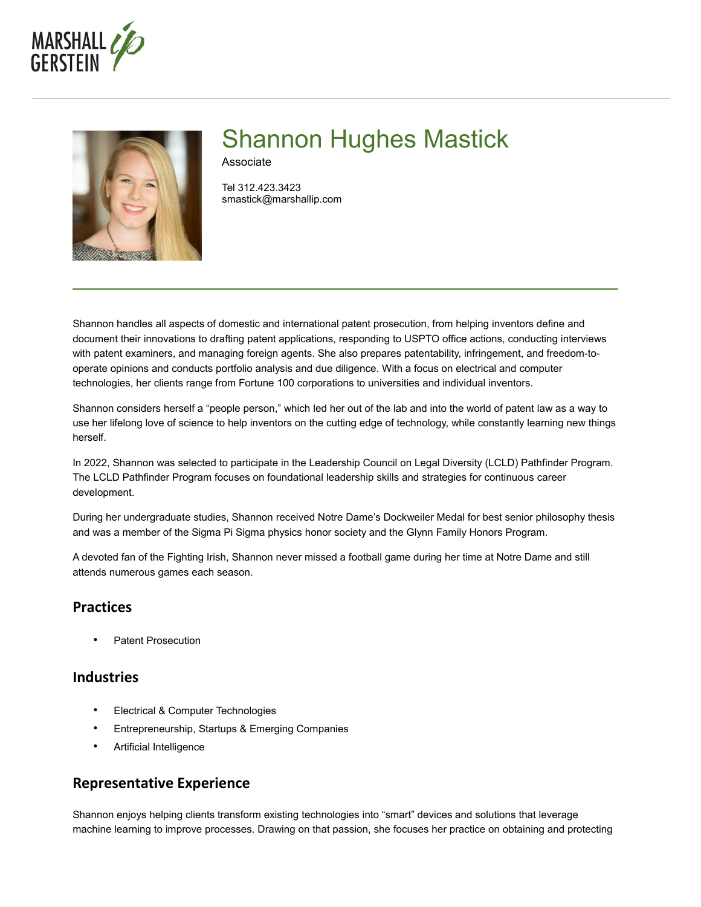# Shannon Hughes Mastick

Associate

Tel 312.423.3423
smastick@marshallip.com

Shannon handles all aspects of domestic and international patent prosecution, from helping inventors define and document their innovations to drafting patent applications, responding to USPTO office actions, conducting interviews with patent examiners, and managing foreign agents. She also prepares patentability, infringement, and freedom-to-operate opinions and conducts portfolio analysis and due diligence. With a focus on electrical and computer technologies, her clients range from Fortune 100 corporations to universities and individual inventors.

Shannon considers herself a "people person," which led her out of the lab and into the world of patent law as a way to use her lifelong love of science to help inventors on the cutting edge of technology, while constantly learning new things herself.

In 2022, Shannon was selected to participate in the Leadership Council on Legal Diversity (LCLD) Pathfinder Program. The LCLD Pathfinder Program focuses on foundational leadership skills and strategies for continuous career development.

During her undergraduate studies, Shannon received Notre Dame's Dockweiler Medal for best senior philosophy thesis and was a member of the Sigma Pi Sigma physics honor society and the Glynn Family Honors Program.

A devoted fan of the Fighting Irish, Shannon never missed a football game during her time at Notre Dame and still attends numerous games each season.

## Practices

- Patent Prosecution

## Industries

- Electrical & Computer Technologies
- Entrepreneurship, Startups & Emerging Companies
- Artificial Intelligence

## Representative Experience

Shannon enjoys helping clients transform existing technologies into "smart" devices and solutions that leverage machine learning to improve processes. Drawing on that passion, she focuses her practice on obtaining and protecting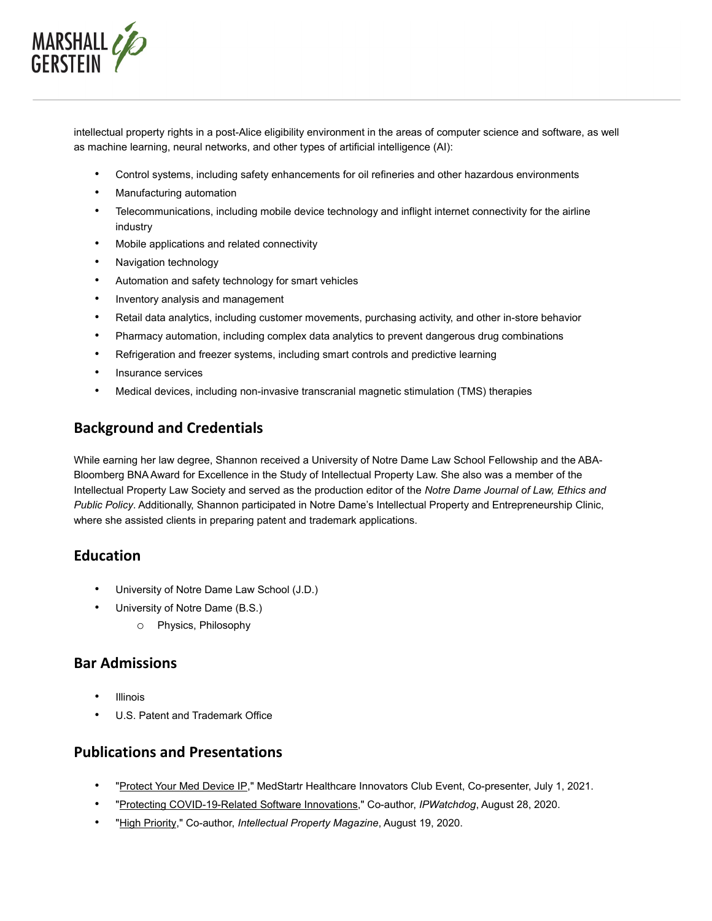intellectual property rights in a post-Alice eligibility environment in the areas of computer science and software, as well as machine learning, neural networks, and other types of artificial intelligence (AI):

- Control systems, including safety enhancements for oil refineries and other hazardous environments
- Manufacturing automation
- Telecommunications, including mobile device technology and inflight internet connectivity for the airline industry
- Mobile applications and related connectivity
- Navigation technology
- Automation and safety technology for smart vehicles
- Inventory analysis and management
- Retail data analytics, including customer movements, purchasing activity, and other in-store behavior
- Pharmacy automation, including complex data analytics to prevent dangerous drug combinations
- Refrigeration and freezer systems, including smart controls and predictive learning
- Insurance services
- Medical devices, including non-invasive transcranial magnetic stimulation (TMS) therapies

## Background and Credentials

While earning her law degree, Shannon received a University of Notre Dame Law School Fellowship and the ABA-Bloomberg BNA Award for Excellence in the Study of Intellectual Property Law. She also was a member of the Intellectual Property Law Society and served as the production editor of the *Notre Dame Journal of Law, Ethics and Public Policy*. Additionally, Shannon participated in Notre Dame's Intellectual Property and Entrepreneurship Clinic, where she assisted clients in preparing patent and trademark applications.

## Education

- University of Notre Dame Law School (J.D.)
- University of Notre Dame (B.S.)
  - Physics, Philosophy

## Bar Admissions

- Illinois
- U.S. Patent and Trademark Office

## Publications and Presentations

- "Protect Your Med Device IP," MedStartr Healthcare Innovators Club Event, Co-presenter, July 1, 2021.
- "Protecting COVID-19-Related Software Innovations," Co-author, *IPWatchdog*, August 28, 2020.
- "High Priority," Co-author, *Intellectual Property Magazine*, August 19, 2020.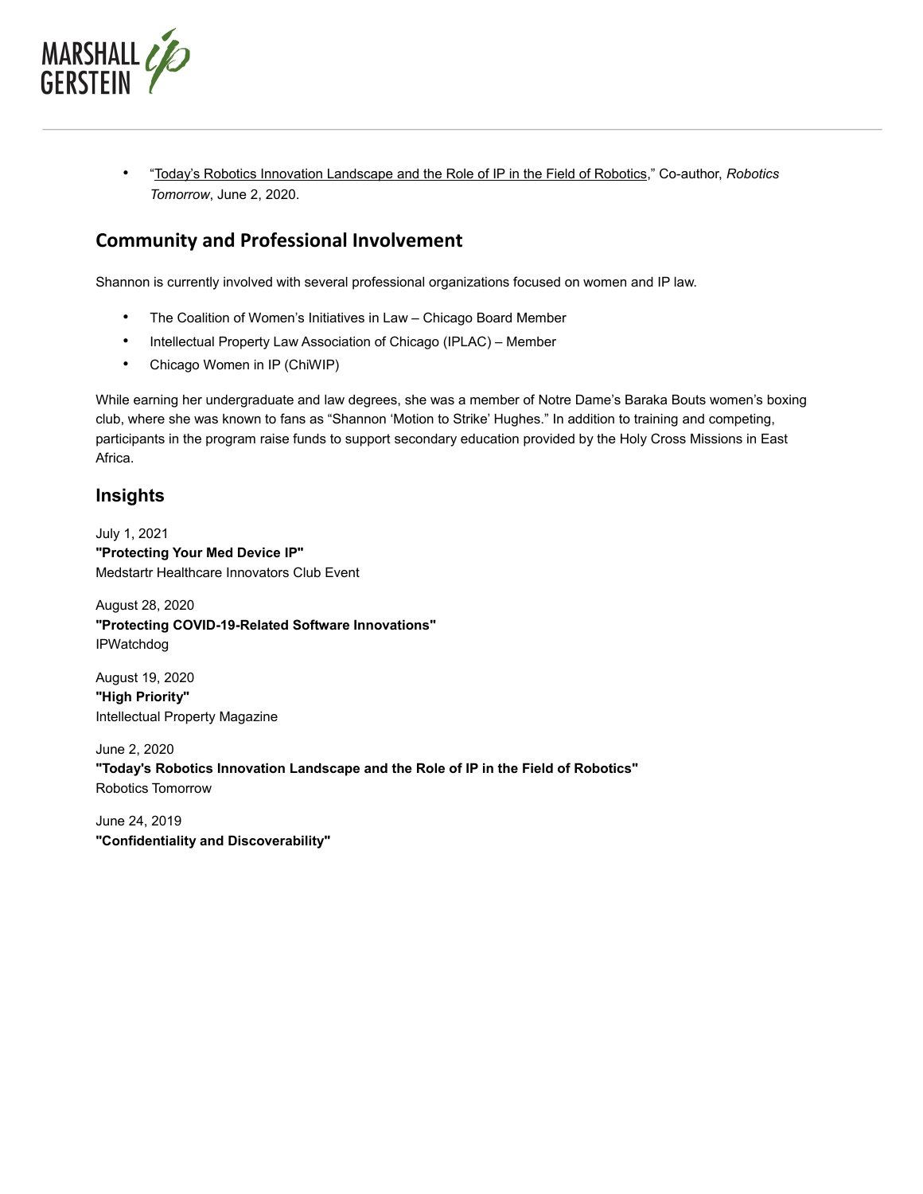- "Today's Robotics Innovation Landscape and the Role of IP in the Field of Robotics," Co-author, *Robotics Tomorrow*, June 2, 2020.

## Community and Professional Involvement

Shannon is currently involved with several professional organizations focused on women and IP law.

- The Coalition of Women's Initiatives in Law – Chicago Board Member
- Intellectual Property Law Association of Chicago (IPLAC) – Member
- Chicago Women in IP (ChiWIP)

While earning her undergraduate and law degrees, she was a member of Notre Dame's Baraka Bouts women's boxing club, where she was known to fans as "Shannon 'Motion to Strike' Hughes." In addition to training and competing, participants in the program raise funds to support secondary education provided by the Holy Cross Missions in East Africa.

## Insights

July 1, 2021
**"Protecting Your Med Device IP"**
Medstartr Healthcare Innovators Club Event

August 28, 2020
**"Protecting COVID-19-Related Software Innovations"**
IPWatchdog

August 19, 2020
**"High Priority"**
Intellectual Property Magazine

June 2, 2020
**"Today's Robotics Innovation Landscape and the Role of IP in the Field of Robotics"**
Robotics Tomorrow

June 24, 2019
**"Confidentiality and Discoverability"**